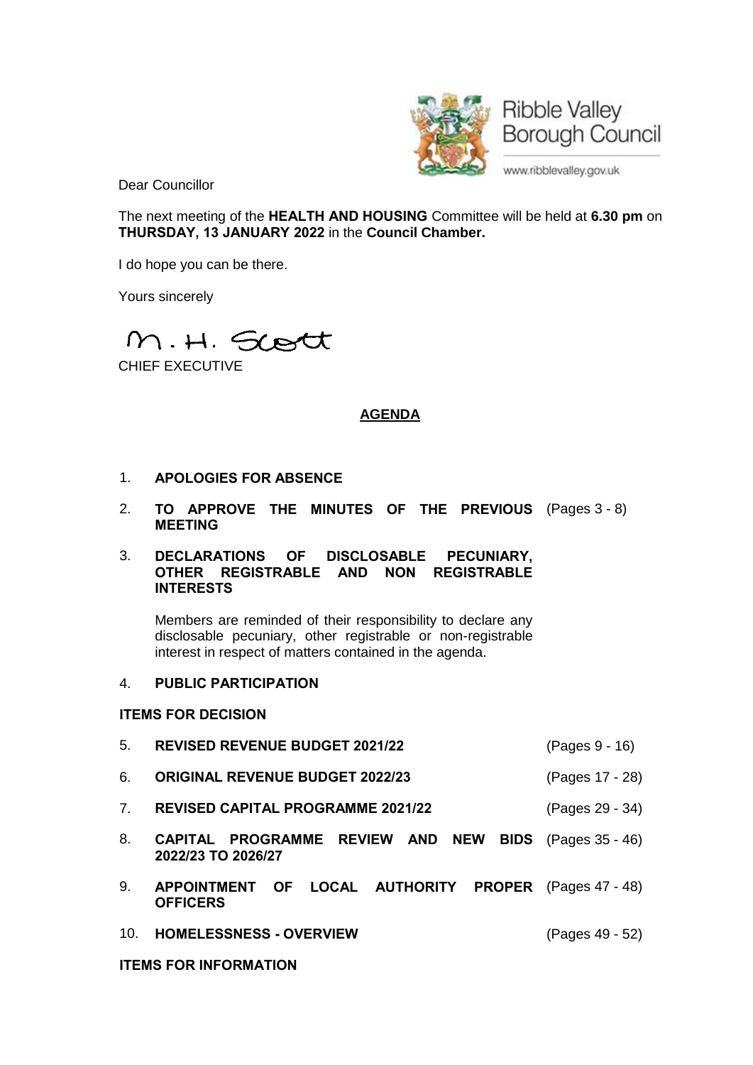Ribble Valley Borough Council

www.ribblevalley.gov.uk

Dear Councillor

The next meeting of the **HEALTH AND HOUSING** Committee will be held at **6.30 pm** on **THURSDAY, 13 JANUARY 2022** in the **Council Chamber.**

I do hope you can be there.

Yours sincerely

M. H. Scott

CHIEF EXECUTIVE

## AGENDA

1. **APOLOGIES FOR ABSENCE**

2. **TO APPROVE THE MINUTES OF THE PREVIOUS MEETING** (Pages 3 - 8)

3. **DECLARATIONS OF DISCLOSABLE PECUNIARY, OTHER REGISTRABLE AND NON REGISTRABLE INTERESTS**

   Members are reminded of their responsibility to declare any disclosable pecuniary, other registrable or non-registrable interest in respect of matters contained in the agenda.

4. **PUBLIC PARTICIPATION**

**ITEMS FOR DECISION**

5. **REVISED REVENUE BUDGET 2021/22** (Pages 9 - 16)

6. **ORIGINAL REVENUE BUDGET 2022/23** (Pages 17 - 28)

7. **REVISED CAPITAL PROGRAMME 2021/22** (Pages 29 - 34)

8. **CAPITAL PROGRAMME REVIEW AND NEW BIDS 2022/23 TO 2026/27** (Pages 35 - 46)

9. **APPOINTMENT OF LOCAL AUTHORITY PROPER OFFICERS** (Pages 47 - 48)

10. **HOMELESSNESS - OVERVIEW** (Pages 49 - 52)

**ITEMS FOR INFORMATION**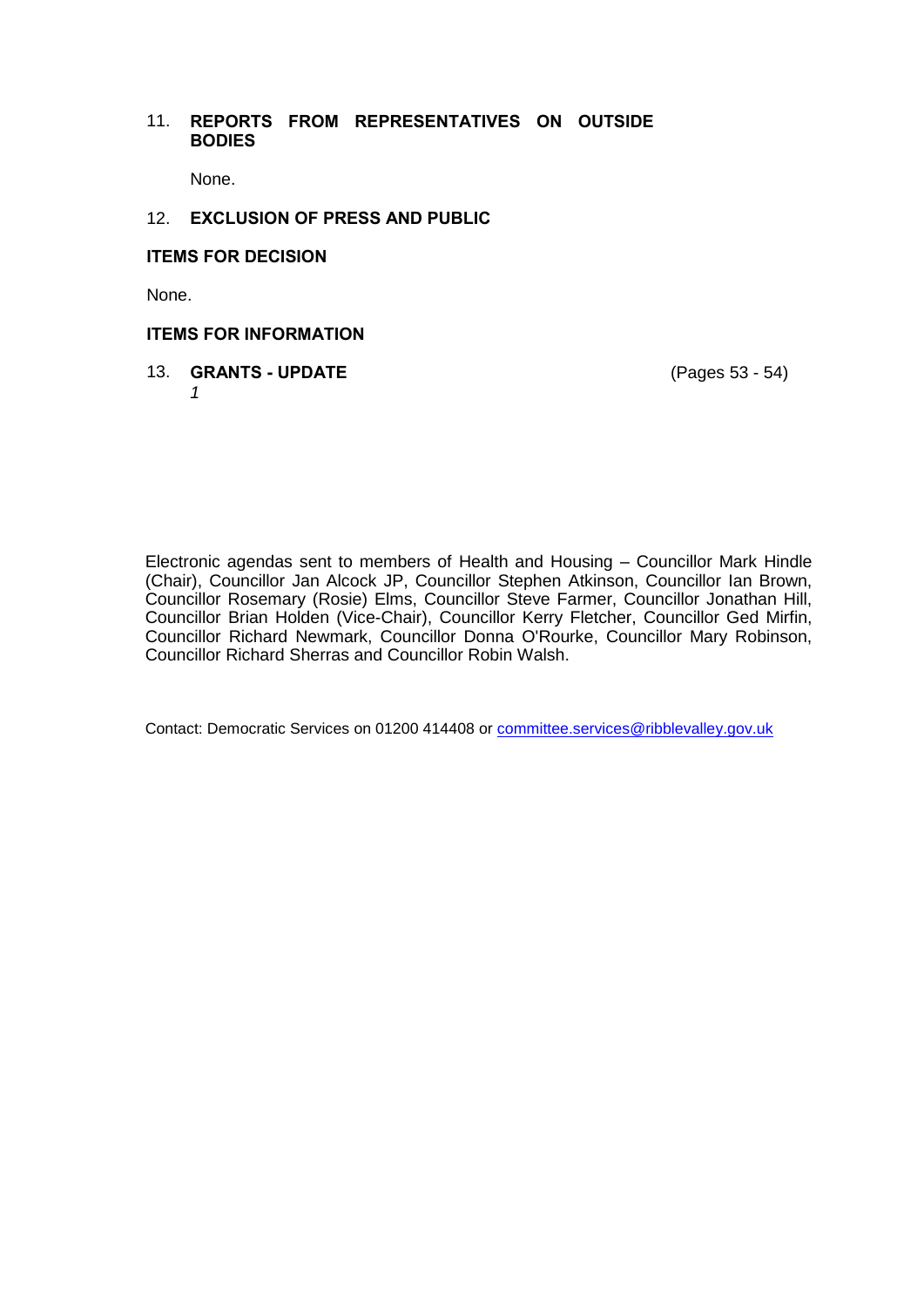11. **REPORTS FROM REPRESENTATIVES ON OUTSIDE BODIES**

    None.

12. **EXCLUSION OF PRESS AND PUBLIC**

**ITEMS FOR DECISION**

None.

**ITEMS FOR INFORMATION**

13. **GRANTS - UPDATE** (Pages 53 - 54)

    *1*

Electronic agendas sent to members of Health and Housing – Councillor Mark Hindle (Chair), Councillor Jan Alcock JP, Councillor Stephen Atkinson, Councillor Ian Brown, Councillor Rosemary (Rosie) Elms, Councillor Steve Farmer, Councillor Jonathan Hill, Councillor Brian Holden (Vice-Chair), Councillor Kerry Fletcher, Councillor Ged Mirfin, Councillor Richard Newmark, Councillor Donna O'Rourke, Councillor Mary Robinson, Councillor Richard Sherras and Councillor Robin Walsh.

Contact: Democratic Services on 01200 414408 or committee.services@ribblevalley.gov.uk